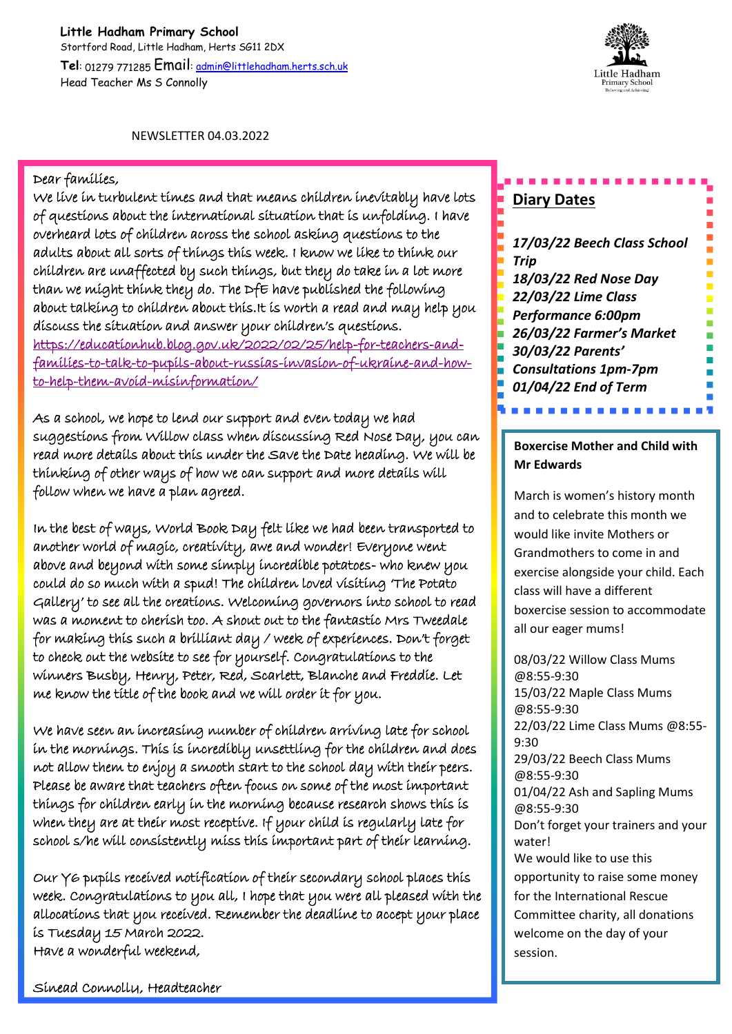**Little Hadham Primary School**
Stortford Road, Little Hadham, Herts SG11 2DX
**Tel**: 01279 771285 **Email**: admin@littlehadham.herts.sch.uk
Head Teacher Ms S Connolly

NEWSLETTER 04.03.2022

Dear families,

We live in turbulent times and that means children inevitably have lots of questions about the international situation that is unfolding. I have overheard lots of children across the school asking questions to the adults about all sorts of things this week. I know we like to think our children are unaffected by such things, but they do take in a lot more than we might think they do. The DfE have published the following about talking to children about this.It is worth a read and may help you discuss the situation and answer your children's questions.
https://educationhub.blog.gov.uk/2022/02/25/help-for-teachers-and-families-to-talk-to-pupils-about-russias-invasion-of-ukraine-and-how-to-help-them-avoid-misinformation/

As a school, we hope to lend our support and even today we had suggestions from Willow class when discussing Red Nose Day, you can read more details about this under the Save the Date heading. We will be thinking of other ways of how we can support and more details will follow when we have a plan agreed.

In the best of ways, World Book Day felt like we had been transported to another world of magic, creativity, awe and wonder! Everyone went above and beyond with some simply incredible potatoes- who knew you could do so much with a spud! The children loved visiting 'The Potato Gallery' to see all the creations. Welcoming governors into school to read was a moment to cherish too. A shout out to the fantastic Mrs Tweedale for making this such a brilliant day / week of experiences. Don't forget to check out the website to see for yourself. Congratulations to the winners Busby, Henry, Peter, Red, Scarlett, Blanche and Freddie. Let me know the title of the book and we will order it for you.

We have seen an increasing number of children arriving late for school in the mornings. This is incredibly unsettling for the children and does not allow them to enjoy a smooth start to the school day with their peers. Please be aware that teachers often focus on some of the most important things for children early in the morning because research shows this is when they are at their most receptive. If your child is regularly late for school s/he will consistently miss this important part of their learning.

Our Y6 pupils received notification of their secondary school places this week. Congratulations to you all, I hope that you were all pleased with the allocations that you received. Remember the deadline to accept your place is Tuesday 15 March 2022.
Have a wonderful weekend,

Sinead Connolly, Headteacher

## Diary Dates

***17/03/22 Beech Class School Trip***
***18/03/22 Red Nose Day***
***22/03/22 Lime Class Performance 6:00pm***
***26/03/22 Farmer's Market***
***30/03/22 Parents' Consultations 1pm-7pm***
***01/04/22 End of Term***

**Boxercise Mother and Child with Mr Edwards**

March is women's history month and to celebrate this month we would like invite Mothers or Grandmothers to come in and exercise alongside your child. Each class will have a different boxercise session to accommodate all our eager mums!

08/03/22 Willow Class Mums @8:55-9:30
15/03/22 Maple Class Mums @8:55-9:30
22/03/22 Lime Class Mums @8:55-9:30
29/03/22 Beech Class Mums @8:55-9:30
01/04/22 Ash and Sapling Mums @8:55-9:30
Don't forget your trainers and your water!
We would like to use this opportunity to raise some money for the International Rescue Committee charity, all donations welcome on the day of your session.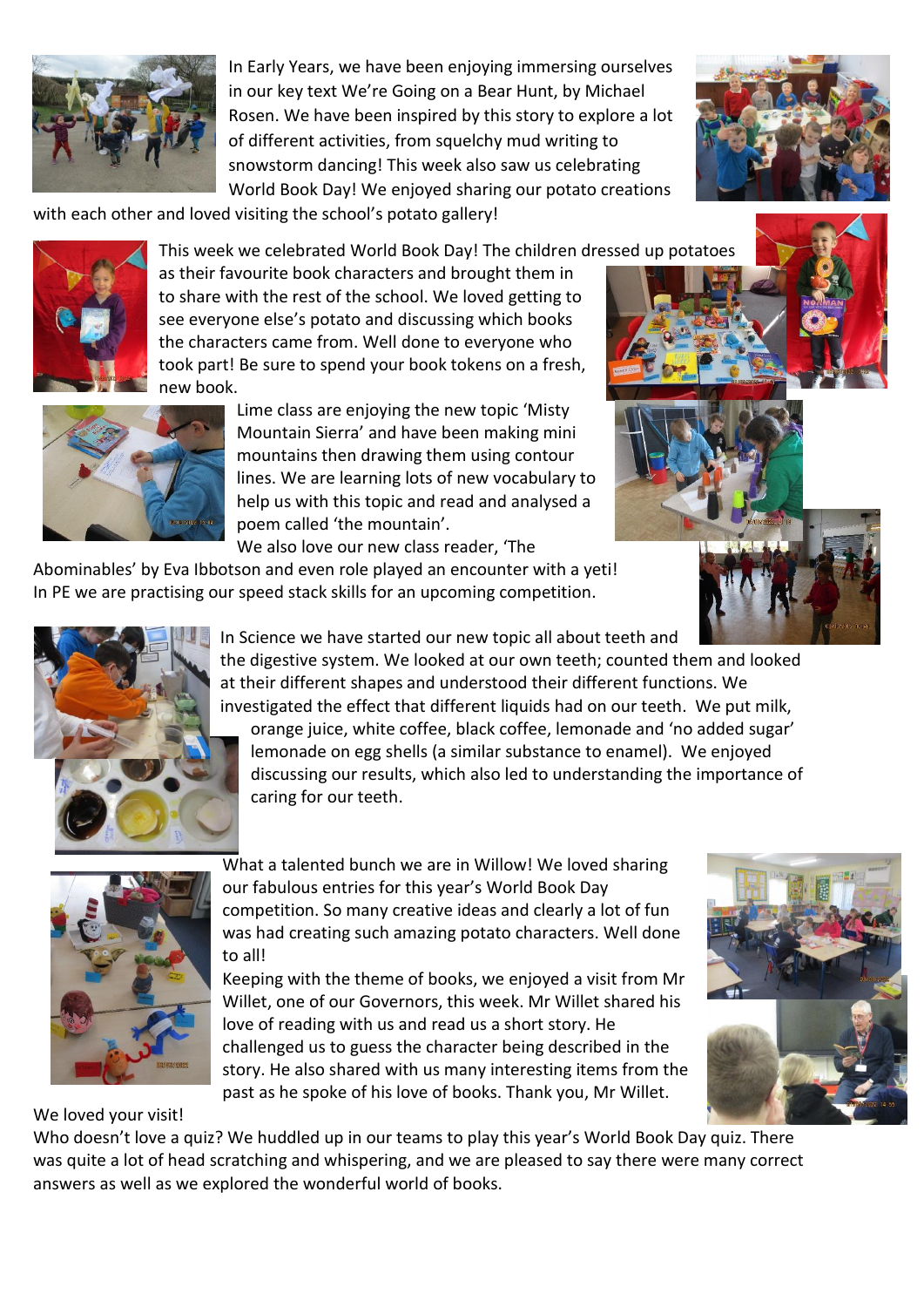In Early Years, we have been enjoying immersing ourselves in our key text We're Going on a Bear Hunt, by Michael Rosen. We have been inspired by this story to explore a lot of different activities, from squelchy mud writing to snowstorm dancing! This week also saw us celebrating World Book Day! We enjoyed sharing our potato creations with each other and loved visiting the school's potato gallery!

This week we celebrated World Book Day! The children dressed up potatoes as their favourite book characters and brought them in to share with the rest of the school. We loved getting to see everyone else's potato and discussing which books the characters came from. Well done to everyone who took part! Be sure to spend your book tokens on a fresh, new book.

Lime class are enjoying the new topic 'Misty Mountain Sierra' and have been making mini mountains then drawing them using contour lines. We are learning lots of new vocabulary to help us with this topic and read and analysed a poem called 'the mountain'.
We also love our new class reader, 'The Abominables' by Eva Ibbotson and even role played an encounter with a yeti!
In PE we are practising our speed stack skills for an upcoming competition.

In Science we have started our new topic all about teeth and the digestive system. We looked at our own teeth; counted them and looked at their different shapes and understood their different functions. We investigated the effect that different liquids had on our teeth. We put milk, orange juice, white coffee, black coffee, lemonade and 'no added sugar' lemonade on egg shells (a similar substance to enamel). We enjoyed discussing our results, which also led to understanding the importance of caring for our teeth.

What a talented bunch we are in Willow! We loved sharing our fabulous entries for this year's World Book Day competition. So many creative ideas and clearly a lot of fun was had creating such amazing potato characters. Well done to all!
Keeping with the theme of books, we enjoyed a visit from Mr Willet, one of our Governors, this week. Mr Willet shared his love of reading with us and read us a short story. He challenged us to guess the character being described in the story. He also shared with us many interesting items from the past as he spoke of his love of books. Thank you, Mr Willet. We loved your visit!
Who doesn't love a quiz? We huddled up in our teams to play this year's World Book Day quiz. There was quite a lot of head scratching and whispering, and we are pleased to say there were many correct answers as well as we explored the wonderful world of books.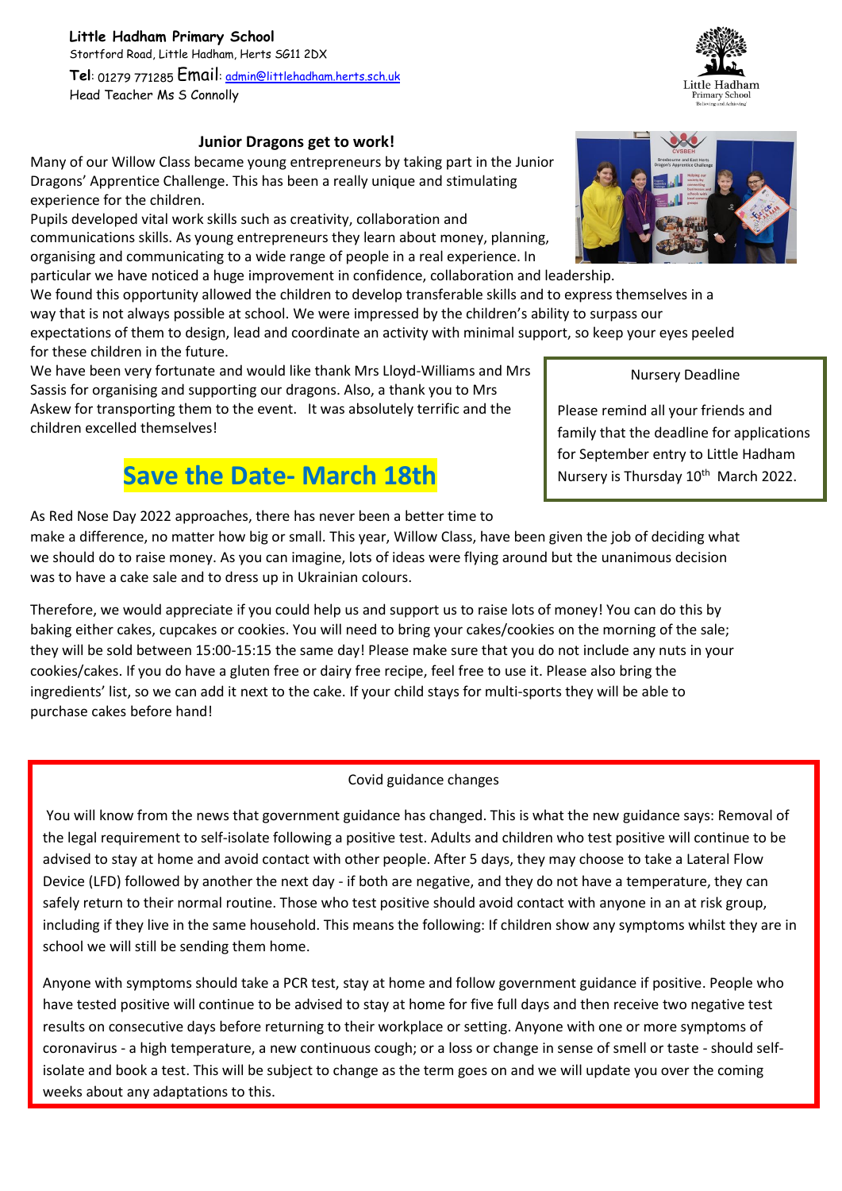**Little Hadham Primary School**
Stortford Road, Little Hadham, Herts SG11 2DX
**Tel**: 01279 771285 Email: admin@littlehadham.herts.sch.uk
Head Teacher Ms S Connolly

## Junior Dragons get to work!

Many of our Willow Class became young entrepreneurs by taking part in the Junior Dragons' Apprentice Challenge. This has been a really unique and stimulating experience for the children.
Pupils developed vital work skills such as creativity, collaboration and communications skills. As young entrepreneurs they learn about money, planning, organising and communicating to a wide range of people in a real experience. In particular we have noticed a huge improvement in confidence, collaboration and leadership.
We found this opportunity allowed the children to develop transferable skills and to express themselves in a way that is not always possible at school. We were impressed by the children's ability to surpass our expectations of them to design, lead and coordinate an activity with minimal support, so keep your eyes peeled for these children in the future.
We have been very fortunate and would like thank Mrs Lloyd-Williams and Mrs Sassis for organising and supporting our dragons. Also, a thank you to Mrs Askew for transporting them to the event. It was absolutely terrific and the children excelled themselves!

### Nursery Deadline

Please remind all your friends and family that the deadline for applications for September entry to Little Hadham Nursery is Thursday 10th March 2022.

## Save the Date- March 18th

As Red Nose Day 2022 approaches, there has never been a better time to make a difference, no matter how big or small. This year, Willow Class, have been given the job of deciding what we should do to raise money. As you can imagine, lots of ideas were flying around but the unanimous decision was to have a cake sale and to dress up in Ukrainian colours.

Therefore, we would appreciate if you could help us and support us to raise lots of money! You can do this by baking either cakes, cupcakes or cookies. You will need to bring your cakes/cookies on the morning of the sale; they will be sold between 15:00-15:15 the same day! Please make sure that you do not include any nuts in your cookies/cakes. If you do have a gluten free or dairy free recipe, feel free to use it. Please also bring the ingredients' list, so we can add it next to the cake. If your child stays for multi-sports they will be able to purchase cakes before hand!

### Covid guidance changes

You will know from the news that government guidance has changed. This is what the new guidance says: Removal of the legal requirement to self-isolate following a positive test. Adults and children who test positive will continue to be advised to stay at home and avoid contact with other people. After 5 days, they may choose to take a Lateral Flow Device (LFD) followed by another the next day - if both are negative, and they do not have a temperature, they can safely return to their normal routine. Those who test positive should avoid contact with anyone in an at risk group, including if they live in the same household. This means the following: If children show any symptoms whilst they are in school we will still be sending them home.

Anyone with symptoms should take a PCR test, stay at home and follow government guidance if positive. People who have tested positive will continue to be advised to stay at home for five full days and then receive two negative test results on consecutive days before returning to their workplace or setting. Anyone with one or more symptoms of coronavirus - a high temperature, a new continuous cough; or a loss or change in sense of smell or taste - should self-isolate and book a test. This will be subject to change as the term goes on and we will update you over the coming weeks about any adaptations to this.